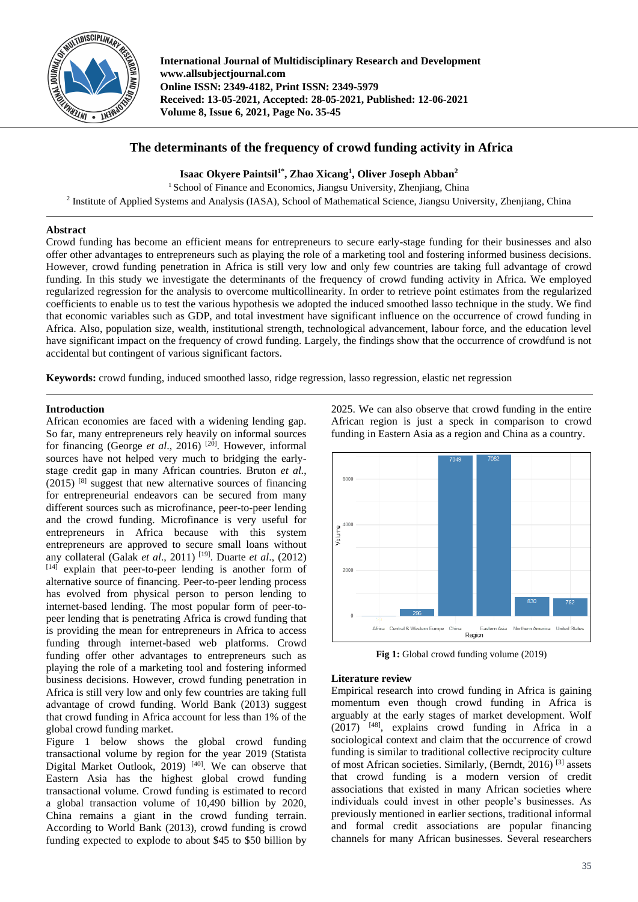# The determinants of the frequency of crowd funding activity in Africa

**Isaac Okyere Paintsil[1*], Zhao Xicang[1], Oliver Joseph Abban[2]**

[1] School of Finance and Economics, Jiangsu University, Zhenjiang, China

[2] Institute of Applied Systems and Analysis (IASA), School of Mathematical Science, Jiangsu University, Zhenjiang, China

## Abstract

Crowd funding has become an efficient means for entrepreneurs to secure early-stage funding for their businesses and also offer other advantages to entrepreneurs such as playing the role of a marketing tool and fostering informed business decisions. However, crowd funding penetration in Africa is still very low and only few countries are taking full advantage of crowd funding. In this study we investigate the determinants of the frequency of crowd funding activity in Africa. We employed regularized regression for the analysis to overcome multicollinearity. In order to retrieve point estimates from the regularized coefficients to enable us to test the various hypothesis we adopted the induced smoothed lasso technique in the study. We find that economic variables such as GDP, and total investment have significant influence on the occurrence of crowd funding in Africa. Also, population size, wealth, institutional strength, technological advancement, labour force, and the education level have significant impact on the frequency of crowd funding. Largely, the findings show that the occurrence of crowdfund is not accidental but contingent of various significant factors.

**Keywords:** crowd funding, induced smoothed lasso, ridge regression, lasso regression, elastic net regression

## Introduction

African economies are faced with a widening lending gap. So far, many entrepreneurs rely heavily on informal sources for financing (George *et al*., 2016) [20]. However, informal sources have not helped very much to bridging the early-stage credit gap in many African countries. Bruton *et al.*, (2015) [8] suggest that new alternative sources of financing for entrepreneurial endeavors can be secured from many different sources such as microfinance, peer-to-peer lending and the crowd funding. Microfinance is very useful for entrepreneurs in Africa because with this system entrepreneurs are approved to secure small loans without any collateral (Galak *et al*., 2011) [19]. Duarte *et al*., (2012) [14] explain that peer-to-peer lending is another form of alternative source of financing. Peer-to-peer lending process has evolved from physical person to person lending to internet-based lending. The most popular form of peer-to-peer lending that is penetrating Africa is crowd funding that is providing the mean for entrepreneurs in Africa to access funding through internet-based web platforms. Crowd funding offer other advantages to entrepreneurs such as playing the role of a marketing tool and fostering informed business decisions. However, crowd funding penetration in Africa is still very low and only few countries are taking full advantage of crowd funding. World Bank (2013) suggest that crowd funding in Africa account for less than 1% of the global crowd funding market.

Figure 1 below shows the global crowd funding transactional volume by region for the year 2019 (Statista Digital Market Outlook, 2019) [40]. We can observe that Eastern Asia has the highest global crowd funding transactional volume. Crowd funding is estimated to record a global transaction volume of 10,490 billion by 2020, China remains a giant in the crowd funding terrain. According to World Bank (2013), crowd funding is crowd funding expected to explode to about \$45 to \$50 billion by 2025. We can also observe that crowd funding in the entire African region is just a speck in comparison to crowd funding in Eastern Asia as a region and China as a country.

| Region | Volume |
|---|---|
| Africa | |
| Central & Western Europe | 296 |
| China | 7049 |
| Eastern Asia | 7082 |
| Northern America | 830 |
| United States | 782 |

**Fig 1:** Global crowd funding volume (2019)

## Literature review

Empirical research into crowd funding in Africa is gaining momentum even though crowd funding in Africa is arguably at the early stages of market development. Wolf (2017) [48], explains crowd funding in Africa in a sociological context and claim that the occurrence of crowd funding is similar to traditional collective reciprocity culture of most African societies. Similarly, (Berndt, 2016) [3] assets that crowd funding is a modern version of credit associations that existed in many African societies where individuals could invest in other people's businesses. As previously mentioned in earlier sections, traditional informal and formal credit associations are popular financing channels for many African businesses. Several researchers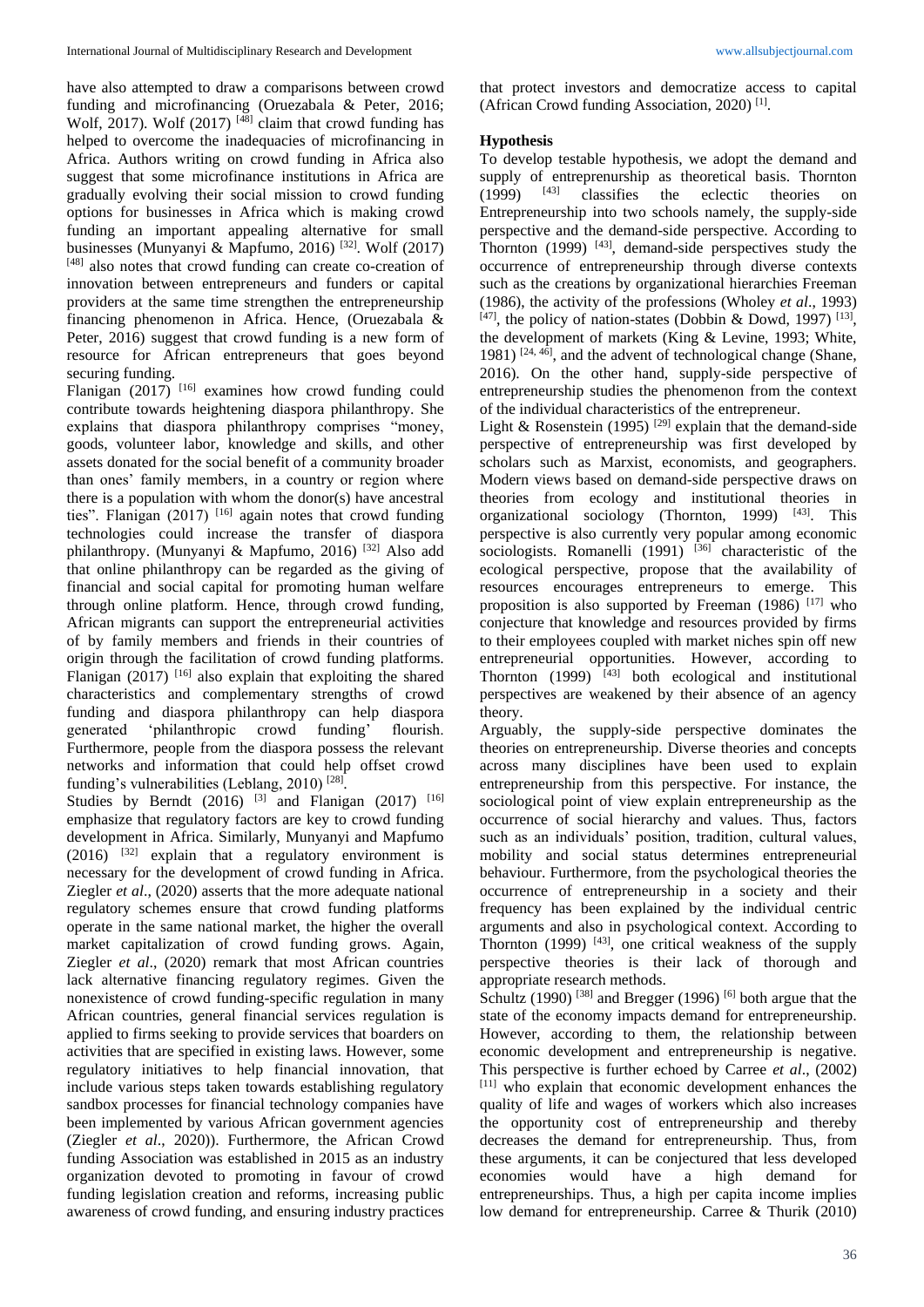have also attempted to draw a comparisons between crowd funding and microfinancing (Oruezabala & Peter, 2016; Wolf, 2017). Wolf (2017) [48] claim that crowd funding has helped to overcome the inadequacies of microfinancing in Africa. Authors writing on crowd funding in Africa also suggest that some microfinance institutions in Africa are gradually evolving their social mission to crowd funding options for businesses in Africa which is making crowd funding an important appealing alternative for small businesses (Munyanyi & Mapfumo, 2016) [32]. Wolf (2017) [48] also notes that crowd funding can create co-creation of innovation between entrepreneurs and funders or capital providers at the same time strengthen the entrepreneurship financing phenomenon in Africa. Hence, (Oruezabala & Peter, 2016) suggest that crowd funding is a new form of resource for African entrepreneurs that goes beyond securing funding.

Flanigan (2017) [16] examines how crowd funding could contribute towards heightening diaspora philanthropy. She explains that diaspora philanthropy comprises "money, goods, volunteer labor, knowledge and skills, and other assets donated for the social benefit of a community broader than ones' family members, in a country or region where there is a population with whom the donor(s) have ancestral ties". Flanigan (2017) [16] again notes that crowd funding technologies could increase the transfer of diaspora philanthropy. (Munyanyi & Mapfumo, 2016) [32] Also add that online philanthropy can be regarded as the giving of financial and social capital for promoting human welfare through online platform. Hence, through crowd funding, African migrants can support the entrepreneurial activities of by family members and friends in their countries of origin through the facilitation of crowd funding platforms. Flanigan (2017) [16] also explain that exploiting the shared characteristics and complementary strengths of crowd funding and diaspora philanthropy can help diaspora generated 'philanthropic crowd funding' flourish. Furthermore, people from the diaspora possess the relevant networks and information that could help offset crowd funding's vulnerabilities (Leblang, 2010) [28].

Studies by Berndt (2016) [3] and Flanigan (2017) [16] emphasize that regulatory factors are key to crowd funding development in Africa. Similarly, Munyanyi and Mapfumo (2016) [32] explain that a regulatory environment is necessary for the development of crowd funding in Africa. Ziegler *et al*., (2020) asserts that the more adequate national regulatory schemes ensure that crowd funding platforms operate in the same national market, the higher the overall market capitalization of crowd funding grows. Again, Ziegler *et al*., (2020) remark that most African countries lack alternative financing regulatory regimes. Given the nonexistence of crowd funding-specific regulation in many African countries, general financial services regulation is applied to firms seeking to provide services that boarders on activities that are specified in existing laws. However, some regulatory initiatives to help financial innovation, that include various steps taken towards establishing regulatory sandbox processes for financial technology companies have been implemented by various African government agencies (Ziegler *et al*., 2020)). Furthermore, the African Crowd funding Association was established in 2015 as an industry organization devoted to promoting in favour of crowd funding legislation creation and reforms, increasing public awareness of crowd funding, and ensuring industry practices that protect investors and democratize access to capital (African Crowd funding Association, 2020) [1].

**Hypothesis**

To develop testable hypothesis, we adopt the demand and supply of entrepreneurship as theoretical basis. Thornton (1999) [43] classifies the eclectic theories on Entrepreneurship into two schools namely, the supply-side perspective and the demand-side perspective. According to Thornton (1999) [43], demand-side perspectives study the occurrence of entrepreneurship through diverse contexts such as the creations by organizational hierarchies Freeman (1986), the activity of the professions (Wholey *et al*., 1993) [47], the policy of nation-states (Dobbin & Dowd, 1997) [13], the development of markets (King & Levine, 1993; White, 1981) [24, 46], and the advent of technological change (Shane, 2016). On the other hand, supply-side perspective of entrepreneurship studies the phenomenon from the context of the individual characteristics of the entrepreneur.

Light & Rosenstein (1995) [29] explain that the demand-side perspective of entrepreneurship was first developed by scholars such as Marxist, economists, and geographers. Modern views based on demand-side perspective draws on theories from ecology and institutional theories in organizational sociology (Thornton, 1999) [43]. This perspective is also currently very popular among economic sociologists. Romanelli (1991) [36] characteristic of the ecological perspective, propose that the availability of resources encourages entrepreneurs to emerge. This proposition is also supported by Freeman (1986) [17] who conjecture that knowledge and resources provided by firms to their employees coupled with market niches spin off new entrepreneurial opportunities. However, according to Thornton (1999) [43] both ecological and institutional perspectives are weakened by their absence of an agency theory.

Arguably, the supply-side perspective dominates the theories on entrepreneurship. Diverse theories and concepts across many disciplines have been used to explain entrepreneurship from this perspective. For instance, the sociological point of view explain entrepreneurship as the occurrence of social hierarchy and values. Thus, factors such as an individuals' position, tradition, cultural values, mobility and social status determines entrepreneurial behaviour. Furthermore, from the psychological theories the occurrence of entrepreneurship in a society and their frequency has been explained by the individual centric arguments and also in psychological context. According to Thornton (1999) [43], one critical weakness of the supply perspective theories is their lack of thorough and appropriate research methods.

Schultz (1990) [38] and Bregger (1996) [6] both argue that the state of the economy impacts demand for entrepreneurship. However, according to them, the relationship between economic development and entrepreneurship is negative. This perspective is further echoed by Carree *et al*., (2002) [11] who explain that economic development enhances the quality of life and wages of workers which also increases the opportunity cost of entrepreneurship and thereby decreases the demand for entrepreneurship. Thus, from these arguments, it can be conjectured that less developed economies would have a high demand for entrepreneurships. Thus, a high per capita income implies low demand for entrepreneurship. Carree & Thurik (2010)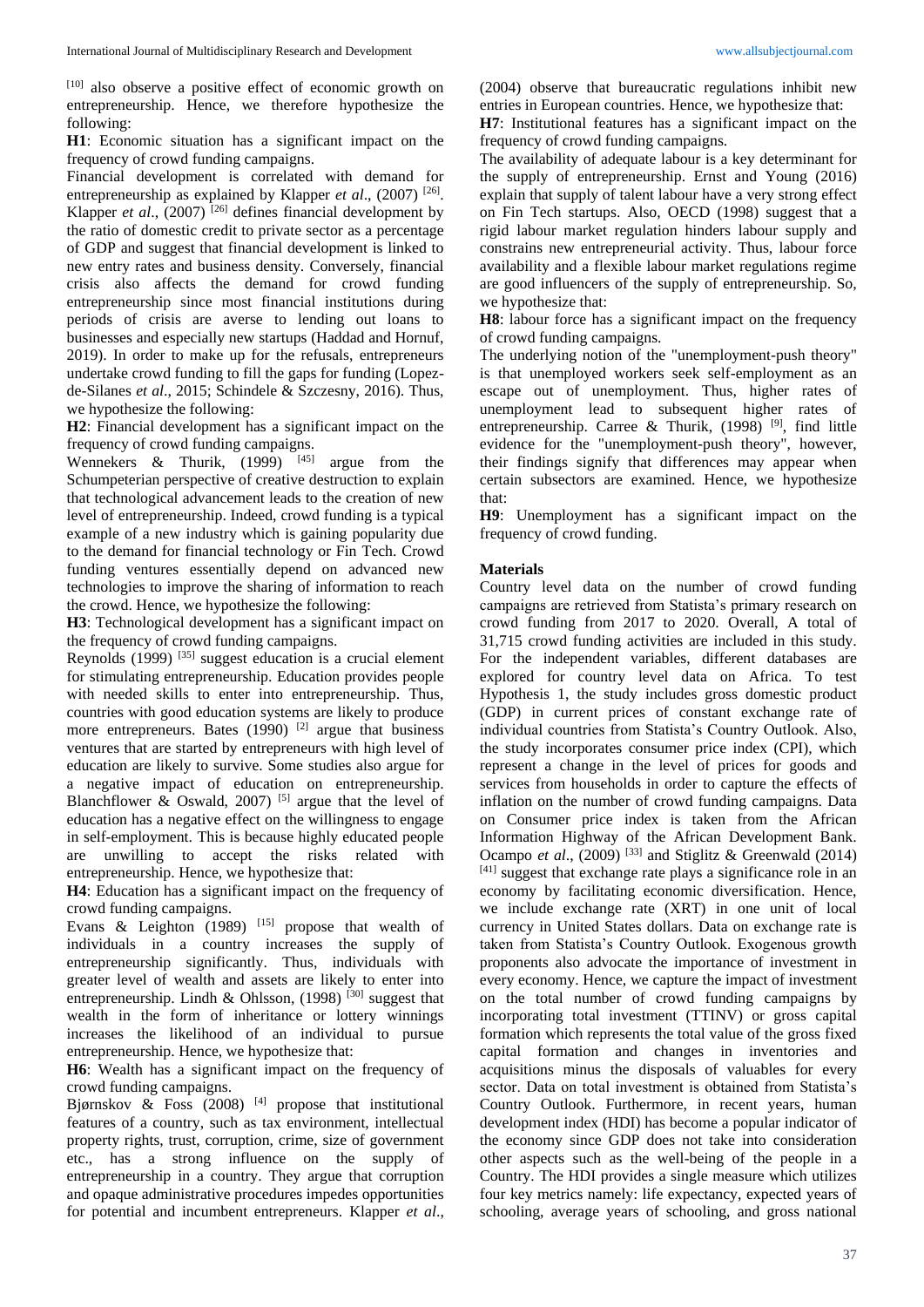[10] also observe a positive effect of economic growth on entrepreneurship. Hence, we therefore hypothesize the following:

**H1**: Economic situation has a significant impact on the frequency of crowd funding campaigns.

Financial development is correlated with demand for entrepreneurship as explained by Klapper *et al*., (2007) [26]. Klapper *et al*., (2007) [26] defines financial development by the ratio of domestic credit to private sector as a percentage of GDP and suggest that financial development is linked to new entry rates and business density. Conversely, financial crisis also affects the demand for crowd funding entrepreneurship since most financial institutions during periods of crisis are averse to lending out loans to businesses and especially new startups (Haddad and Hornuf, 2019). In order to make up for the refusals, entrepreneurs undertake crowd funding to fill the gaps for funding (Lopez-de-Silanes *et al*., 2015; Schindele & Szczesny, 2016). Thus, we hypothesize the following:

**H2**: Financial development has a significant impact on the frequency of crowd funding campaigns.

Wennekers & Thurik, (1999) [45] argue from the Schumpeterian perspective of creative destruction to explain that technological advancement leads to the creation of new level of entrepreneurship. Indeed, crowd funding is a typical example of a new industry which is gaining popularity due to the demand for financial technology or Fin Tech. Crowd funding ventures essentially depend on advanced new technologies to improve the sharing of information to reach the crowd. Hence, we hypothesize the following:

**H3**: Technological development has a significant impact on the frequency of crowd funding campaigns.

Reynolds (1999) [35] suggest education is a crucial element for stimulating entrepreneurship. Education provides people with needed skills to enter into entrepreneurship. Thus, countries with good education systems are likely to produce more entrepreneurs. Bates (1990) [2] argue that business ventures that are started by entrepreneurs with high level of education are likely to survive. Some studies also argue for a negative impact of education on entrepreneurship. Blanchflower & Oswald, 2007) [5] argue that the level of education has a negative effect on the willingness to engage in self-employment. This is because highly educated people are unwilling to accept the risks related with entrepreneurship. Hence, we hypothesize that:

**H4**: Education has a significant impact on the frequency of crowd funding campaigns.

Evans & Leighton (1989) [15] propose that wealth of individuals in a country increases the supply of entrepreneurship significantly. Thus, individuals with greater level of wealth and assets are likely to enter into entrepreneurship. Lindh & Ohlsson, (1998) [30] suggest that wealth in the form of inheritance or lottery winnings increases the likelihood of an individual to pursue entrepreneurship. Hence, we hypothesize that:

**H6**: Wealth has a significant impact on the frequency of crowd funding campaigns.

Bjørnskov & Foss (2008) [4] propose that institutional features of a country, such as tax environment, intellectual property rights, trust, corruption, crime, size of government etc., has a strong influence on the supply of entrepreneurship in a country. They argue that corruption and opaque administrative procedures impedes opportunities for potential and incumbent entrepreneurs. Klapper *et al*., (2004) observe that bureaucratic regulations inhibit new entries in European countries. Hence, we hypothesize that:

**H7**: Institutional features has a significant impact on the frequency of crowd funding campaigns.

The availability of adequate labour is a key determinant for the supply of entrepreneurship. Ernst and Young (2016) explain that supply of talent labour have a very strong effect on Fin Tech startups. Also, OECD (1998) suggest that a rigid labour market regulation hinders labour supply and constrains new entrepreneurial activity. Thus, labour force availability and a flexible labour market regulations regime are good influencers of the supply of entrepreneurship. So, we hypothesize that:

**H8**: labour force has a significant impact on the frequency of crowd funding campaigns.

The underlying notion of the "unemployment-push theory" is that unemployed workers seek self-employment as an escape out of unemployment. Thus, higher rates of unemployment lead to subsequent higher rates of entrepreneurship. Carree & Thurik, (1998) [9], find little evidence for the "unemployment-push theory", however, their findings signify that differences may appear when certain subsectors are examined. Hence, we hypothesize that:

**H9**: Unemployment has a significant impact on the frequency of crowd funding.

## Materials

Country level data on the number of crowd funding campaigns are retrieved from Statista's primary research on crowd funding from 2017 to 2020. Overall, A total of 31,715 crowd funding activities are included in this study. For the independent variables, different databases are explored for country level data on Africa. To test Hypothesis 1, the study includes gross domestic product (GDP) in current prices of constant exchange rate of individual countries from Statista's Country Outlook. Also, the study incorporates consumer price index (CPI), which represent a change in the level of prices for goods and services from households in order to capture the effects of inflation on the number of crowd funding campaigns. Data on Consumer price index is taken from the African Information Highway of the African Development Bank. Ocampo *et al*., (2009) [33] and Stiglitz & Greenwald (2014) [41] suggest that exchange rate plays a significance role in an economy by facilitating economic diversification. Hence, we include exchange rate (XRT) in one unit of local currency in United States dollars. Data on exchange rate is taken from Statista's Country Outlook. Exogenous growth proponents also advocate the importance of investment in every economy. Hence, we capture the impact of investment on the total number of crowd funding campaigns by incorporating total investment (TTINV) or gross capital formation which represents the total value of the gross fixed capital formation and changes in inventories and acquisitions minus the disposals of valuables for every sector. Data on total investment is obtained from Statista's Country Outlook. Furthermore, in recent years, human development index (HDI) has become a popular indicator of the economy since GDP does not take into consideration other aspects such as the well-being of the people in a Country. The HDI provides a single measure which utilizes four key metrics namely: life expectancy, expected years of schooling, average years of schooling, and gross national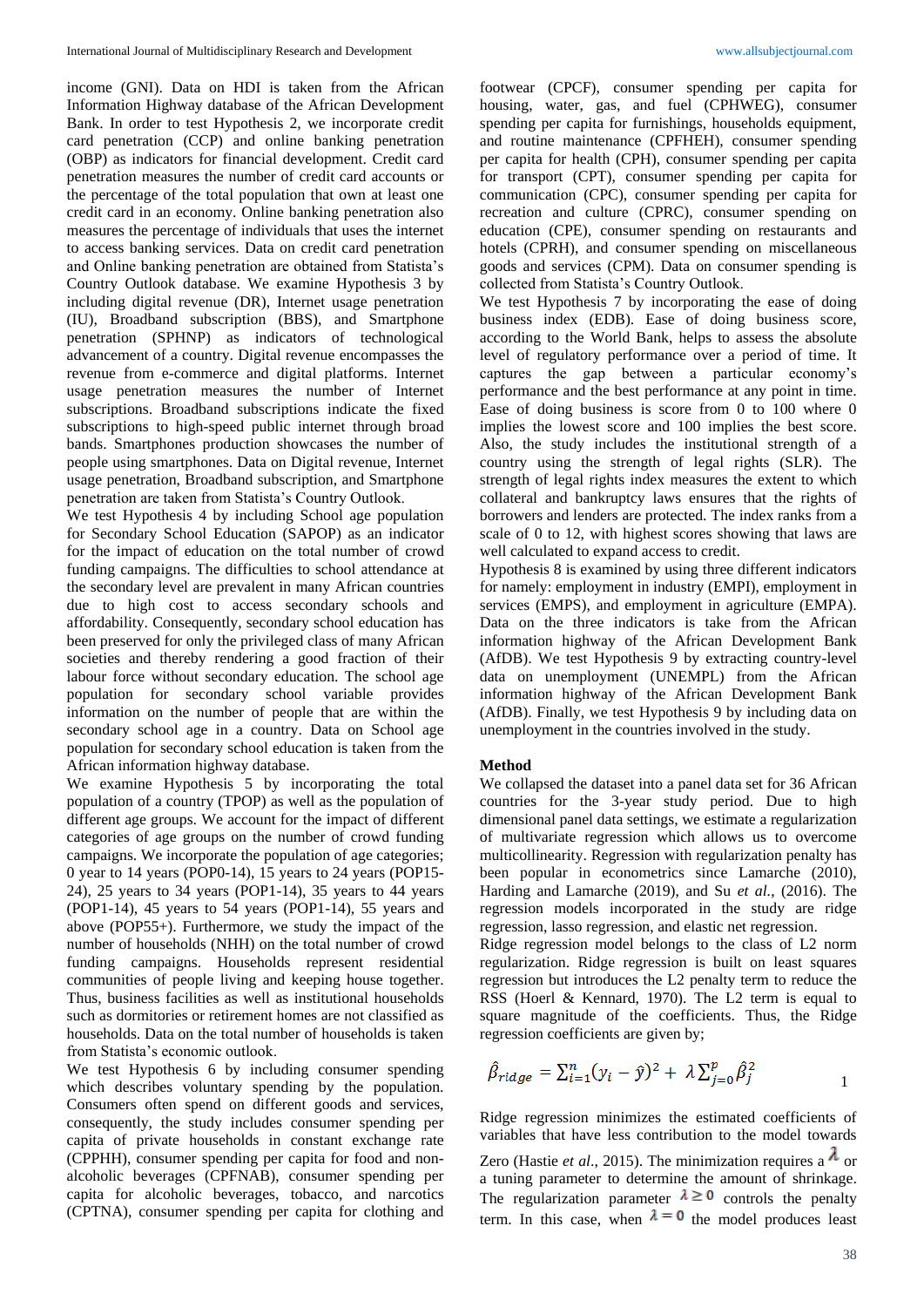income (GNI). Data on HDI is taken from the African Information Highway database of the African Development Bank. In order to test Hypothesis 2, we incorporate credit card penetration (CCP) and online banking penetration (OBP) as indicators for financial development. Credit card penetration measures the number of credit card accounts or the percentage of the total population that own at least one credit card in an economy. Online banking penetration also measures the percentage of individuals that uses the internet to access banking services. Data on credit card penetration and Online banking penetration are obtained from Statista's Country Outlook database. We examine Hypothesis 3 by including digital revenue (DR), Internet usage penetration (IU), Broadband subscription (BBS), and Smartphone penetration (SPHNP) as indicators of technological advancement of a country. Digital revenue encompasses the revenue from e-commerce and digital platforms. Internet usage penetration measures the number of Internet subscriptions. Broadband subscriptions indicate the fixed subscriptions to high-speed public internet through broad bands. Smartphones production showcases the number of people using smartphones. Data on Digital revenue, Internet usage penetration, Broadband subscription, and Smartphone penetration are taken from Statista's Country Outlook.

We test Hypothesis 4 by including School age population for Secondary School Education (SAPOP) as an indicator for the impact of education on the total number of crowd funding campaigns. The difficulties to school attendance at the secondary level are prevalent in many African countries due to high cost to access secondary schools and affordability. Consequently, secondary school education has been preserved for only the privileged class of many African societies and thereby rendering a good fraction of their labour force without secondary education. The school age population for secondary school variable provides information on the number of people that are within the secondary school age in a country. Data on School age population for secondary school education is taken from the African information highway database.

We examine Hypothesis 5 by incorporating the total population of a country (TPOP) as well as the population of different age groups. We account for the impact of different categories of age groups on the number of crowd funding campaigns. We incorporate the population of age categories; 0 year to 14 years (POP0-14), 15 years to 24 years (POP15-24), 25 years to 34 years (POP1-14), 35 years to 44 years (POP1-14), 45 years to 54 years (POP1-14), 55 years and above (POP55+). Furthermore, we study the impact of the number of households (NHH) on the total number of crowd funding campaigns. Households represent residential communities of people living and keeping house together. Thus, business facilities as well as institutional households such as dormitories or retirement homes are not classified as households. Data on the total number of households is taken from Statista's economic outlook.

We test Hypothesis 6 by including consumer spending which describes voluntary spending by the population. Consumers often spend on different goods and services, consequently, the study includes consumer spending per capita of private households in constant exchange rate (CPPHH), consumer spending per capita for food and non-alcoholic beverages (CPFNAB), consumer spending per capita for alcoholic beverages, tobacco, and narcotics (CPTNA), consumer spending per capita for clothing and footwear (CPCF), consumer spending per capita for housing, water, gas, and fuel (CPHWEG), consumer spending per capita for furnishings, households equipment, and routine maintenance (CPFHEH), consumer spending per capita for health (CPH), consumer spending per capita for transport (CPT), consumer spending per capita for communication (CPC), consumer spending per capita for recreation and culture (CPRC), consumer spending on education (CPE), consumer spending on restaurants and hotels (CPRH), and consumer spending on miscellaneous goods and services (CPM). Data on consumer spending is collected from Statista's Country Outlook.

We test Hypothesis 7 by incorporating the ease of doing business index (EDB). Ease of doing business score, according to the World Bank, helps to assess the absolute level of regulatory performance over a period of time. It captures the gap between a particular economy's performance and the best performance at any point in time. Ease of doing business is score from 0 to 100 where 0 implies the lowest score and 100 implies the best score. Also, the study includes the institutional strength of a country using the strength of legal rights (SLR). The strength of legal rights index measures the extent to which collateral and bankruptcy laws ensures that the rights of borrowers and lenders are protected. The index ranks from a scale of 0 to 12, with highest scores showing that laws are well calculated to expand access to credit.

Hypothesis 8 is examined by using three different indicators for namely: employment in industry (EMPI), employment in services (EMPS), and employment in agriculture (EMPA). Data on the three indicators is take from the African information highway of the African Development Bank (AfDB). We test Hypothesis 9 by extracting country-level data on unemployment (UNEMPL) from the African information highway of the African Development Bank (AfDB). Finally, we test Hypothesis 9 by including data on unemployment in the countries involved in the study.

## Method

We collapsed the dataset into a panel data set for 36 African countries for the 3-year study period. Due to high dimensional panel data settings, we estimate a regularization of multivariate regression which allows us to overcome multicollinearity. Regression with regularization penalty has been popular in econometrics since Lamarche (2010), Harding and Lamarche (2019), and Su *et al.*, (2016). The regression models incorporated in the study are ridge regression, lasso regression, and elastic net regression.

Ridge regression model belongs to the class of L2 norm regularization. Ridge regression is built on least squares regression but introduces the L2 penalty term to reduce the RSS (Hoerl & Kennard, 1970). The L2 term is equal to square magnitude of the coefficients. Thus, the Ridge regression coefficients are given by;

$$\hat{\beta}_{ridge} = \sum_{i=1}^{n}(y_i - \hat{y})^2 + \lambda \sum_{j=0}^{p} \hat{\beta}_j^2 \quad 1$$

Ridge regression minimizes the estimated coefficients of variables that have less contribution to the model towards Zero (Hastie *et al*., 2015). The minimization requires a $\lambda$ or a tuning parameter to determine the amount of shrinkage. The regularization parameter $\lambda \geq 0$ controls the penalty term. In this case, when $\lambda = 0$ the model produces least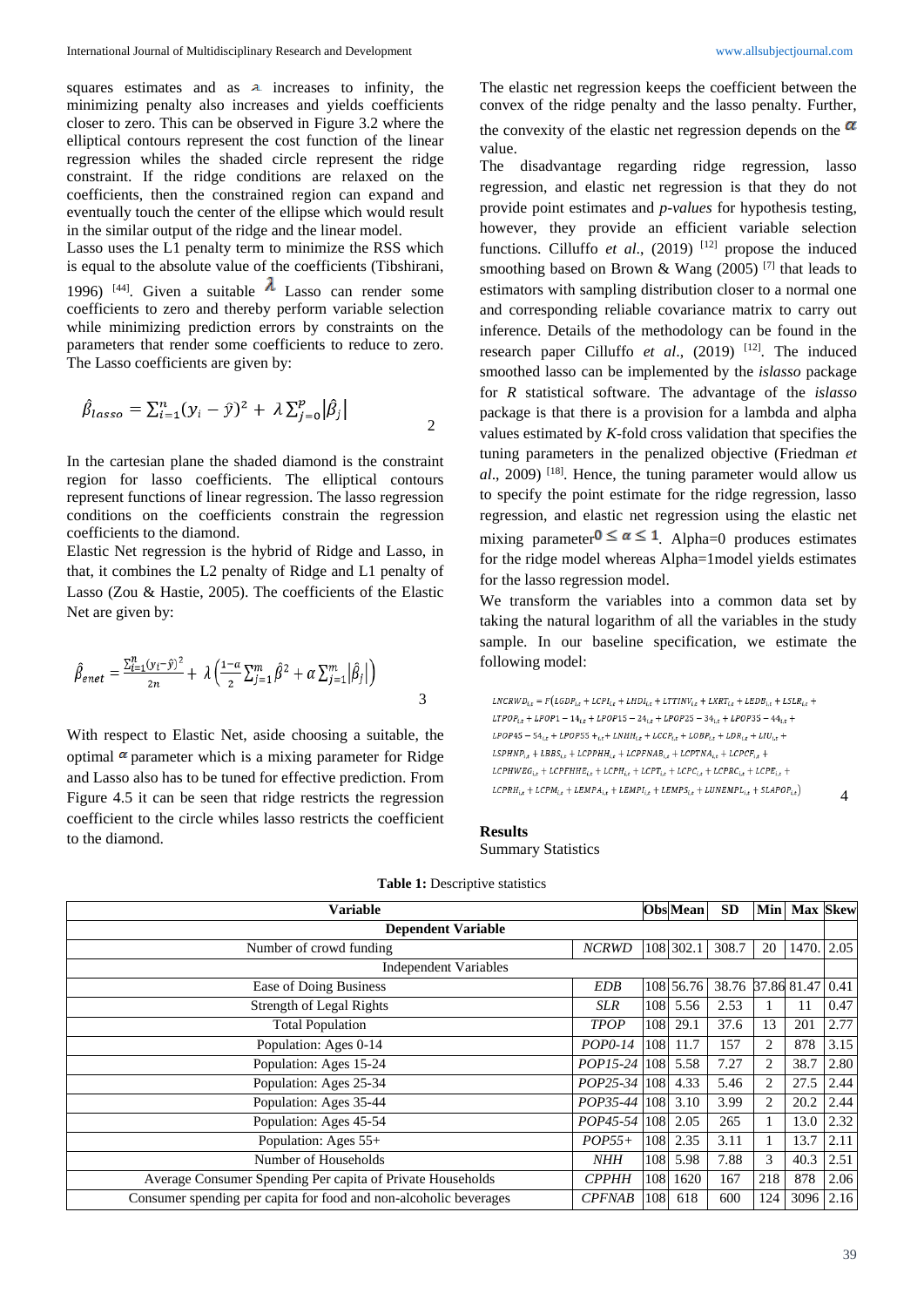squares estimates and as $\lambda$ increases to infinity, the minimizing penalty also increases and yields coefficients closer to zero. This can be observed in Figure 3.2 where the elliptical contours represent the cost function of the linear regression whiles the shaded circle represent the ridge constraint. If the ridge conditions are relaxed on the coefficients, then the constrained region can expand and eventually touch the center of the ellipse which would result in the similar output of the ridge and the linear model.

Lasso uses the L1 penalty term to minimize the RSS which is equal to the absolute value of the coefficients (Tibshirani, 1996) [44]. Given a suitable $\lambda$ Lasso can render some coefficients to zero and thereby perform variable selection while minimizing prediction errors by constraints on the parameters that render some coefficients to reduce to zero. The Lasso coefficients are given by:

$$\hat{\beta}_{lasso} = \sum_{i=1}^{n}(y_i - \hat{y})^2 + \lambda \sum_{j=0}^{p}|\hat{\beta}_j| \qquad 2$$

In the cartesian plane the shaded diamond is the constraint region for lasso coefficients. The elliptical contours represent functions of linear regression. The lasso regression conditions on the coefficients constrain the regression coefficients to the diamond.

Elastic Net regression is the hybrid of Ridge and Lasso, in that, it combines the L2 penalty of Ridge and L1 penalty of Lasso (Zou & Hastie, 2005). The coefficients of the Elastic Net are given by:

$$\hat{\beta}_{enet} = \frac{\sum_{i=1}^{n}(y_i - \hat{y})^2}{2n} + \lambda\left(\frac{1-\alpha}{2}\sum_{j=1}^{m}\hat{\beta}^2 + \alpha\sum_{j=1}^{m}|\hat{\beta}_j|\right) \qquad 3$$

With respect to Elastic Net, aside choosing a suitable, the optimal $\alpha$ parameter which is a mixing parameter for Ridge and Lasso also has to be tuned for effective prediction. From Figure 4.5 it can be seen that ridge restricts the regression coefficient to the circle whiles lasso restricts the coefficient to the diamond.

The elastic net regression keeps the coefficient between the convex of the ridge penalty and the lasso penalty. Further, the convexity of the elastic net regression depends on the $\alpha$ value.

The disadvantage regarding ridge regression, lasso regression, and elastic net regression is that they do not provide point estimates and *p-values* for hypothesis testing, however, they provide an efficient variable selection functions. Cilluffo *et al*., (2019) [12] propose the induced smoothing based on Brown & Wang (2005) [7] that leads to estimators with sampling distribution closer to a normal one and corresponding reliable covariance matrix to carry out inference. Details of the methodology can be found in the research paper Cilluffo *et al*., (2019) [12]. The induced smoothed lasso can be implemented by the *islasso* package for *R* statistical software. The advantage of the *islasso* package is that there is a provision for a lambda and alpha values estimated by *K*-fold cross validation that specifies the tuning parameters in the penalized objective (Friedman *et al*., 2009) [18]. Hence, the tuning parameter would allow us to specify the point estimate for the ridge regression, lasso regression, and elastic net regression using the elastic net mixing parameter $0 \leq \alpha \leq 1$. Alpha=0 produces estimates for the ridge model whereas Alpha=1model yields estimates for the lasso regression model.

We transform the variables into a common data set by taking the natural logarithm of all the variables in the study sample. In our baseline specification, we estimate the following model:

$$\begin{aligned}
LNCRWD_{i,t} = F(&LGDP_{i,t} + LCPI_{i,t} + LHDI_{i,t} + LTTINV_{i,t} + LXRT_{i,t} + LEDB_{i,t} + LSLR_{i,t} + \\
&LTPOP_{i,t} + LPOP1-14_{i,t} + LPOP15-24_{i,t} + LPOP25-34_{i,t} + LPOP35-44_{i,t} + \\
&LPOP45-54_{i,t} + LPOP55+_{i,t} + LNHH_{i,t} + LCCP_{i,t} + LOBP_{i,t} + LDR_{i,t} + LIU_{i,t} + \\
&LSPHNP_{i,t} + LBBS_{i,t} + LCPPHH_{i,t} + LCPFNAB_{i,t} + LCPTNA_{i,t} + LCPCF_{i,t} + \\
&LCPHWEG_{i,t} + LCPFHHE_{i,t} + LCPH_{i,t} + LCPT_{i,t} + LCPC_{i,t} + LCPRC_{i,t} + LCPE_{i,t} + \\
&LCPRH_{i,t} + LCPM_{i,t} + LEMPA_{i,t} + LEMPI_{i,t} + LEMPS_{i,t} + LUNEMPL_{i,t} + SLAPOP_{i,t})
\end{aligned} \qquad 4$$

## Results

Summary Statistics

**Table 1:** Descriptive statistics

| Variable | | Obs | Mean | SD | Min | Max | Skew |
|---|---|---|---|---|---|---|---|
| **Dependent Variable** | | | | | | | |
| Number of crowd funding | *NCRWD* | 108 | 302.1 | 308.7 | 20 | 1470. | 2.05 |
| Independent Variables | | | | | | | |
| Ease of Doing Business | *EDB* | 108 | 56.76 | 38.76 | 37.86 | 81.47 | 0.41 |
| Strength of Legal Rights | *SLR* | 108 | 5.56 | 2.53 | 1 | 11 | 0.47 |
| Total Population | *TPOP* | 108 | 29.1 | 37.6 | 13 | 201 | 2.77 |
| Population: Ages 0-14 | *POP0-14* | 108 | 11.7 | 157 | 2 | 878 | 3.15 |
| Population: Ages 15-24 | *POP15-24* | 108 | 5.58 | 7.27 | 2 | 38.7 | 2.80 |
| Population: Ages 25-34 | *POP25-34* | 108 | 4.33 | 5.46 | 2 | 27.5 | 2.44 |
| Population: Ages 35-44 | *POP35-44* | 108 | 3.10 | 3.99 | 2 | 20.2 | 2.44 |
| Population: Ages 45-54 | *POP45-54* | 108 | 2.05 | 265 | 1 | 13.0 | 2.32 |
| Population: Ages 55+ | *POP55+* | 108 | 2.35 | 3.11 | 1 | 13.7 | 2.11 |
| Number of Households | *NHH* | 108 | 5.98 | 7.88 | 3 | 40.3 | 2.51 |
| Average Consumer Spending Per capita of Private Households | *CPPHH* | 108 | 1620 | 167 | 218 | 878 | 2.06 |
| Consumer spending per capita for food and non-alcoholic beverages | *CPFNAB* | 108 | 618 | 600 | 124 | 3096 | 2.16 |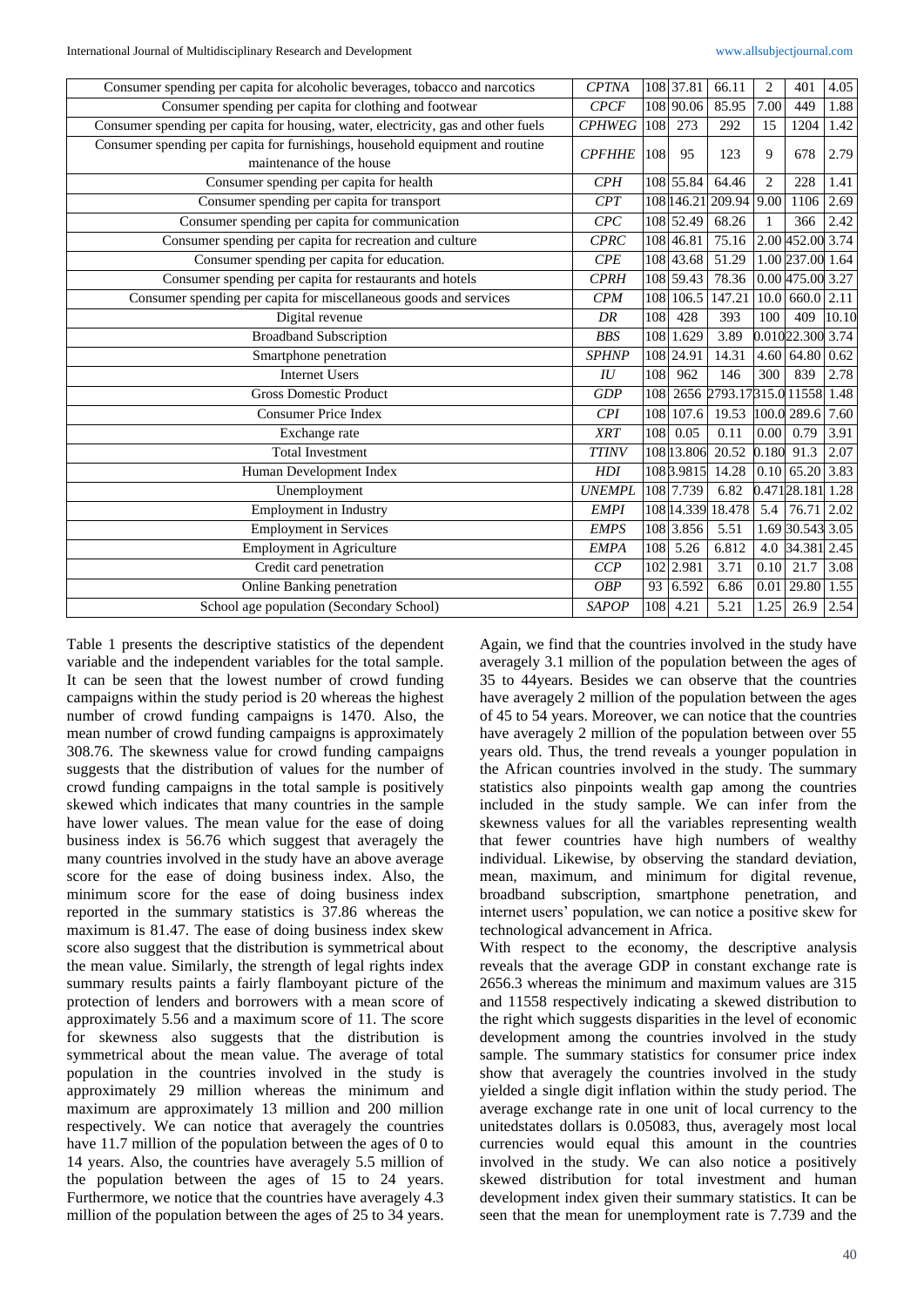| | | | | | | | |
|---|---|---|---|---|---|---|---|
| Consumer spending per capita for alcoholic beverages, tobacco and narcotics | *CPTNA* | 108 | 37.81 | 66.11 | 2 | 401 | 4.05 |
| Consumer spending per capita for clothing and footwear | *CPCF* | 108 | 90.06 | 85.95 | 7.00 | 449 | 1.88 |
| Consumer spending per capita for housing, water, electricity, gas and other fuels | *CPHWEG* | 108 | 273 | 292 | 15 | 1204 | 1.42 |
| Consumer spending per capita for furnishings, household equipment and routine maintenance of the house | *CPFHHE* | 108 | 95 | 123 | 9 | 678 | 2.79 |
| Consumer spending per capita for health | *CPH* | 108 | 55.84 | 64.46 | 2 | 228 | 1.41 |
| Consumer spending per capita for transport | *CPT* | 108 | 146.21 | 209.94 | 9.00 | 1106 | 2.69 |
| Consumer spending per capita for communication | *CPC* | 108 | 52.49 | 68.26 | 1 | 366 | 2.42 |
| Consumer spending per capita for recreation and culture | *CPRC* | 108 | 46.81 | 75.16 | 2.00 | 452.00 | 3.74 |
| Consumer spending per capita for education. | *CPE* | 108 | 43.68 | 51.29 | 1.00 | 237.00 | 1.64 |
| Consumer spending per capita for restaurants and hotels | *CPRH* | 108 | 59.43 | 78.36 | 0.00 | 475.00 | 3.27 |
| Consumer spending per capita for miscellaneous goods and services | *CPM* | 108 | 106.5 | 147.21 | 10.0 | 660.0 | 2.11 |
| Digital revenue | *DR* | 108 | 428 | 393 | 100 | 409 | 10.10 |
| Broadband Subscription | *BBS* | 108 | 1.629 | 3.89 | 0.010 | 22.300 | 3.74 |
| Smartphone penetration | *SPHNP* | 108 | 24.91 | 14.31 | 4.60 | 64.80 | 0.62 |
| Internet Users | *IU* | 108 | 962 | 146 | 300 | 839 | 2.78 |
| Gross Domestic Product | *GDP* | 108 | 2656 | 2793.17 | 315.0 | 11558 | 1.48 |
| Consumer Price Index | *CPI* | 108 | 107.6 | 19.53 | 100.0 | 289.6 | 7.60 |
| Exchange rate | *XRT* | 108 | 0.05 | 0.11 | 0.00 | 0.79 | 3.91 |
| Total Investment | *TTINV* | 108 | 13.806 | 20.52 | 0.180 | 91.3 | 2.07 |
| Human Development Index | *HDI* | 108 | 3.9815 | 14.28 | 0.10 | 65.20 | 3.83 |
| Unemployment | *UNEMPL* | 108 | 7.739 | 6.82 | 0.471 | 28.181 | 1.28 |
| Employment in Industry | *EMPI* | 108 | 14.339 | 18.478 | 5.4 | 76.71 | 2.02 |
| Employment in Services | *EMPS* | 108 | 3.856 | 5.51 | 1.69 | 30.543 | 3.05 |
| Employment in Agriculture | *EMPA* | 108 | 5.26 | 6.812 | 4.0 | 34.381 | 2.45 |
| Credit card penetration | *CCP* | 102 | 2.981 | 3.71 | 0.10 | 21.7 | 3.08 |
| Online Banking penetration | *OBP* | 93 | 6.592 | 6.86 | 0.01 | 29.80 | 1.55 |
| School age population (Secondary School) | *SAPOP* | 108 | 4.21 | 5.21 | 1.25 | 26.9 | 2.54 |

Table 1 presents the descriptive statistics of the dependent variable and the independent variables for the total sample. It can be seen that the lowest number of crowd funding campaigns within the study period is 20 whereas the highest number of crowd funding campaigns is 1470. Also, the mean number of crowd funding campaigns is approximately 308.76. The skewness value for crowd funding campaigns suggests that the distribution of values for the number of crowd funding campaigns in the total sample is positively skewed which indicates that many countries in the sample have lower values. The mean value for the ease of doing business index is 56.76 which suggest that averagely the many countries involved in the study have an above average score for the ease of doing business index. Also, the minimum score for the ease of doing business index reported in the summary statistics is 37.86 whereas the maximum is 81.47. The ease of doing business index skew score also suggest that the distribution is symmetrical about the mean value. Similarly, the strength of legal rights index summary results paints a fairly flamboyant picture of the protection of lenders and borrowers with a mean score of approximately 5.56 and a maximum score of 11. The score for skewness also suggests that the distribution is symmetrical about the mean value. The average of total population in the countries involved in the study is approximately 29 million whereas the minimum and maximum are approximately 13 million and 200 million respectively. We can notice that averagely the countries have 11.7 million of the population between the ages of 0 to 14 years. Also, the countries have averagely 5.5 million of the population between the ages of 15 to 24 years. Furthermore, we notice that the countries have averagely 4.3 million of the population between the ages of 25 to 34 years. Again, we find that the countries involved in the study have averagely 3.1 million of the population between the ages of 35 to 44years. Besides we can observe that the countries have averagely 2 million of the population between the ages of 45 to 54 years. Moreover, we can notice that the countries have averagely 2 million of the population between over 55 years old. Thus, the trend reveals a younger population in the African countries involved in the study. The summary statistics also pinpoints wealth gap among the countries included in the study sample. We can infer from the skewness values for all the variables representing wealth that fewer countries have high numbers of wealthy individual. Likewise, by observing the standard deviation, mean, maximum, and minimum for digital revenue, broadband subscription, smartphone penetration, and internet users' population, we can notice a positive skew for technological advancement in Africa.

With respect to the economy, the descriptive analysis reveals that the average GDP in constant exchange rate is 2656.3 whereas the minimum and maximum values are 315 and 11558 respectively indicating a skewed distribution to the right which suggests disparities in the level of economic development among the countries involved in the study sample. The summary statistics for consumer price index show that averagely the countries involved in the study yielded a single digit inflation within the study period. The average exchange rate in one unit of local currency to the unitedstates dollars is 0.05083, thus, averagely most local currencies would equal this amount in the countries involved in the study. We can also notice a positively skewed distribution for total investment and human development index given their summary statistics. It can be seen that the mean for unemployment rate is 7.739 and the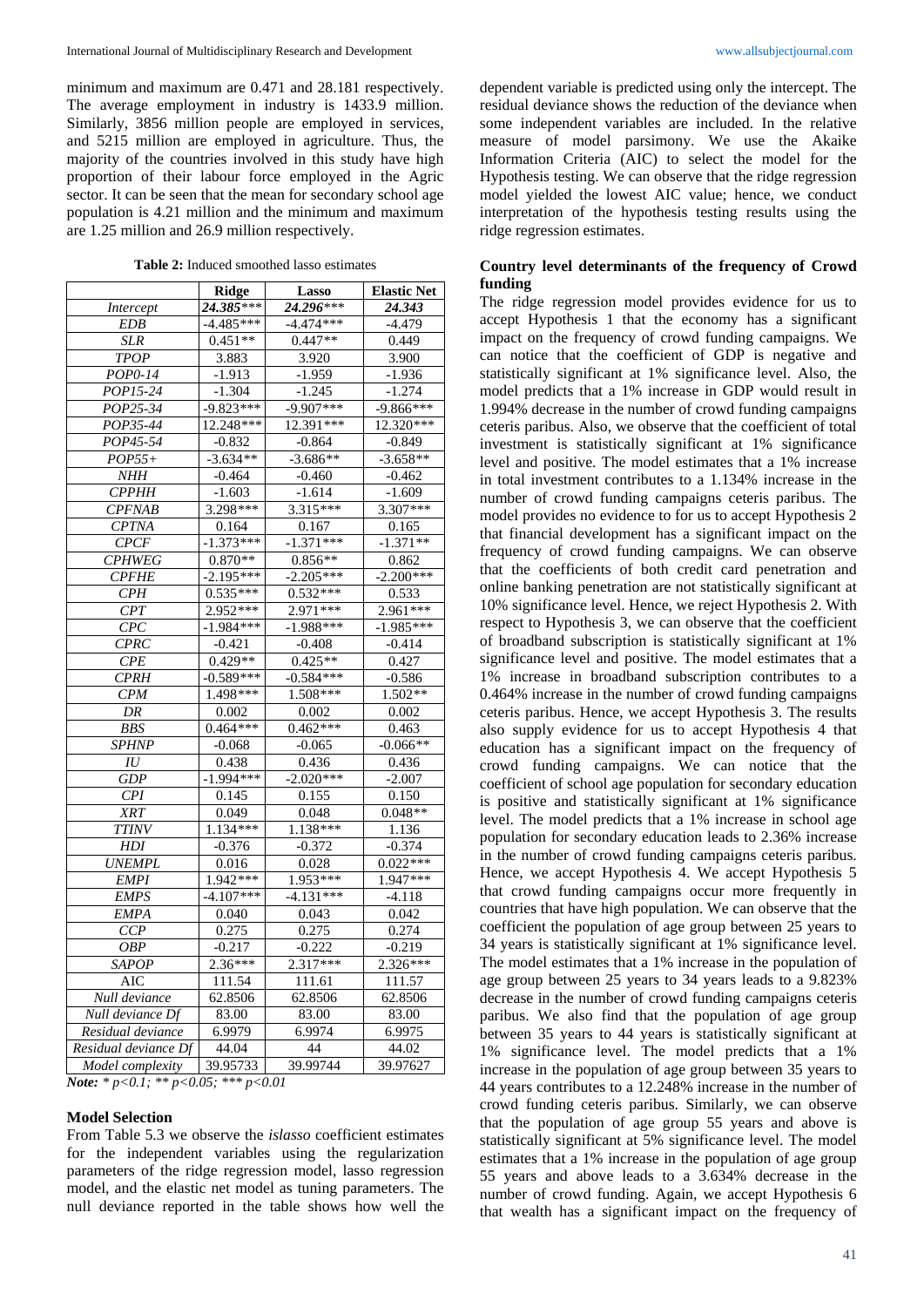minimum and maximum are 0.471 and 28.181 respectively. The average employment in industry is 1433.9 million. Similarly, 3856 million people are employed in services, and 5215 million are employed in agriculture. Thus, the majority of the countries involved in this study have high proportion of their labour force employed in the Agric sector. It can be seen that the mean for secondary school age population is 4.21 million and the minimum and maximum are 1.25 million and 26.9 million respectively.

**Table 2:** Induced smoothed lasso estimates

| | Ridge | Lasso | Elastic Net |
|---|---|---|---|
| *Intercept* | *24.385**** | *24.296**** | *24.343* |
| *EDB* | -4.485*** | -4.474*** | -4.479 |
| *SLR* | 0.451** | 0.447** | 0.449 |
| *TPOP* | 3.883 | 3.920 | 3.900 |
| *POP0-14* | -1.913 | -1.959 | -1.936 |
| *POP15-24* | -1.304 | -1.245 | -1.274 |
| *POP25-34* | -9.823*** | -9.907*** | -9.866*** |
| *POP35-44* | 12.248*** | 12.391*** | 12.320*** |
| *POP45-54* | -0.832 | -0.864 | -0.849 |
| *POP55+* | -3.634** | -3.686** | -3.658** |
| *NHH* | -0.464 | -0.460 | -0.462 |
| *CPPHH* | -1.603 | -1.614 | -1.609 |
| *CPFNAB* | 3.298*** | 3.315*** | 3.307*** |
| *CPTNA* | 0.164 | 0.167 | 0.165 |
| *CPCF* | -1.373*** | -1.371*** | -1.371** |
| *CPHWEG* | 0.870** | 0.856** | 0.862 |
| *CPFHE* | -2.195*** | -2.205*** | -2.200*** |
| *CPH* | 0.535*** | 0.532*** | 0.533 |
| *CPT* | 2.952*** | 2.971*** | 2.961*** |
| *CPC* | -1.984*** | -1.988*** | -1.985*** |
| *CPRC* | -0.421 | -0.408 | -0.414 |
| *CPE* | 0.429** | 0.425** | 0.427 |
| *CPRH* | -0.589*** | -0.584*** | -0.586 |
| *CPM* | 1.498*** | 1.508*** | 1.502** |
| *DR* | 0.002 | 0.002 | 0.002 |
| *BBS* | 0.464*** | 0.462*** | 0.463 |
| *SPHNP* | -0.068 | -0.065 | -0.066** |
| *IU* | 0.438 | 0.436 | 0.436 |
| *GDP* | -1.994*** | -2.020*** | -2.007 |
| *CPI* | 0.145 | 0.155 | 0.150 |
| *XRT* | 0.049 | 0.048 | 0.048** |
| *TTINV* | 1.134*** | 1.138*** | 1.136 |
| *HDI* | -0.376 | -0.372 | -0.374 |
| *UNEMPL* | 0.016 | 0.028 | 0.022*** |
| *EMPI* | 1.942*** | 1.953*** | 1.947*** |
| *EMPS* | -4.107*** | -4.131*** | -4.118 |
| *EMPA* | 0.040 | 0.043 | 0.042 |
| *CCP* | 0.275 | 0.275 | 0.274 |
| *OBP* | -0.217 | -0.222 | -0.219 |
| *SAPOP* | 2.36*** | 2.317*** | 2.326*** |
| AIC | 111.54 | 111.61 | 111.57 |
| *Null deviance* | 62.8506 | 62.8506 | 62.8506 |
| *Null deviance Df* | 83.00 | 83.00 | 83.00 |
| *Residual deviance* | 6.9979 | 6.9974 | 6.9975 |
| *Residual deviance Df* | 44.04 | 44 | 44.02 |
| *Model complexity* | 39.95733 | 39.99744 | 39.97627 |

***Note:*** *\* p<0.1; \*\* p<0.05; \*\*\* p<0.01*

### Model Selection

From Table 5.3 we observe the *islasso* coefficient estimates for the independent variables using the regularization parameters of the ridge regression model, lasso regression model, and the elastic net model as tuning parameters. The null deviance reported in the table shows how well the dependent variable is predicted using only the intercept. The residual deviance shows the reduction of the deviance when some independent variables are included. In the relative measure of model parsimony. We use the Akaike Information Criteria (AIC) to select the model for the Hypothesis testing. We can observe that the ridge regression model yielded the lowest AIC value; hence, we conduct interpretation of the hypothesis testing results using the ridge regression estimates.

### Country level determinants of the frequency of Crowd funding

The ridge regression model provides evidence for us to accept Hypothesis 1 that the economy has a significant impact on the frequency of crowd funding campaigns. We can notice that the coefficient of GDP is negative and statistically significant at 1% significance level. Also, the model predicts that a 1% increase in GDP would result in 1.994% decrease in the number of crowd funding campaigns ceteris paribus. Also, we observe that the coefficient of total investment is statistically significant at 1% significance level and positive. The model estimates that a 1% increase in total investment contributes to a 1.134% increase in the number of crowd funding campaigns ceteris paribus. The model provides no evidence to for us to accept Hypothesis 2 that financial development has a significant impact on the frequency of crowd funding campaigns. We can observe that the coefficients of both credit card penetration and online banking penetration are not statistically significant at 10% significance level. Hence, we reject Hypothesis 2. With respect to Hypothesis 3, we can observe that the coefficient of broadband subscription is statistically significant at 1% significance level and positive. The model estimates that a 1% increase in broadband subscription contributes to a 0.464% increase in the number of crowd funding campaigns ceteris paribus. Hence, we accept Hypothesis 3. The results also supply evidence for us to accept Hypothesis 4 that education has a significant impact on the frequency of crowd funding campaigns. We can notice that the coefficient of school age population for secondary education is positive and statistically significant at 1% significance level. The model predicts that a 1% increase in school age population for secondary education leads to 2.36% increase in the number of crowd funding campaigns ceteris paribus. Hence, we accept Hypothesis 4. We accept Hypothesis 5 that crowd funding campaigns occur more frequently in countries that have high population. We can observe that the coefficient the population of age group between 25 years to 34 years is statistically significant at 1% significance level. The model estimates that a 1% increase in the population of age group between 25 years to 34 years leads to a 9.823% decrease in the number of crowd funding campaigns ceteris paribus. We also find that the population of age group between 35 years to 44 years is statistically significant at 1% significance level. The model predicts that a 1% increase in the population of age group between 35 years to 44 years contributes to a 12.248% increase in the number of crowd funding ceteris paribus. Similarly, we can observe that the population of age group 55 years and above is statistically significant at 5% significance level. The model estimates that a 1% increase in the population of age group 55 years and above leads to a 3.634% decrease in the number of crowd funding. Again, we accept Hypothesis 6 that wealth has a significant impact on the frequency of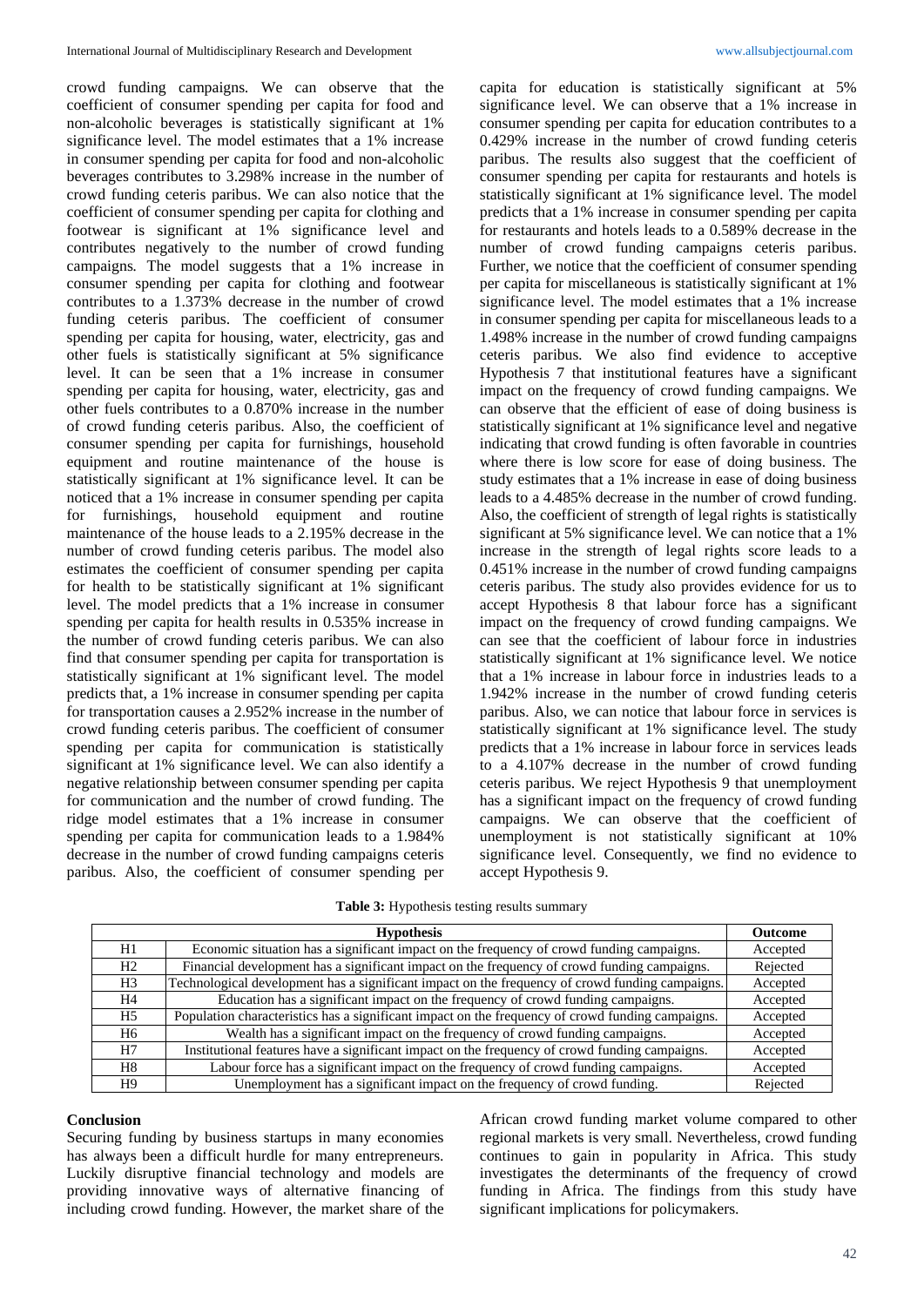crowd funding campaigns. We can observe that the coefficient of consumer spending per capita for food and non-alcoholic beverages is statistically significant at 1% significance level. The model estimates that a 1% increase in consumer spending per capita for food and non-alcoholic beverages contributes to 3.298% increase in the number of crowd funding ceteris paribus. We can also notice that the coefficient of consumer spending per capita for clothing and footwear is significant at 1% significance level and contributes negatively to the number of crowd funding campaigns. The model suggests that a 1% increase in consumer spending per capita for clothing and footwear contributes to a 1.373% decrease in the number of crowd funding ceteris paribus. The coefficient of consumer spending per capita for housing, water, electricity, gas and other fuels is statistically significant at 5% significance level. It can be seen that a 1% increase in consumer spending per capita for housing, water, electricity, gas and other fuels contributes to a 0.870% increase in the number of crowd funding ceteris paribus. Also, the coefficient of consumer spending per capita for furnishings, household equipment and routine maintenance of the house is statistically significant at 1% significance level. It can be noticed that a 1% increase in consumer spending per capita for furnishings, household equipment and routine maintenance of the house leads to a 2.195% decrease in the number of crowd funding ceteris paribus. The model also estimates the coefficient of consumer spending per capita for health to be statistically significant at 1% significant level. The model predicts that a 1% increase in consumer spending per capita for health results in 0.535% increase in the number of crowd funding ceteris paribus. We can also find that consumer spending per capita for transportation is statistically significant at 1% significant level. The model predicts that, a 1% increase in consumer spending per capita for transportation causes a 2.952% increase in the number of crowd funding ceteris paribus. The coefficient of consumer spending per capita for communication is statistically significant at 1% significance level. We can also identify a negative relationship between consumer spending per capita for communication and the number of crowd funding. The ridge model estimates that a 1% increase in consumer spending per capita for communication leads to a 1.984% decrease in the number of crowd funding campaigns ceteris paribus. Also, the coefficient of consumer spending per capita for education is statistically significant at 5% significance level. We can observe that a 1% increase in consumer spending per capita for education contributes to a 0.429% increase in the number of crowd funding ceteris paribus. The results also suggest that the coefficient of consumer spending per capita for restaurants and hotels is statistically significant at 1% significance level. The model predicts that a 1% increase in consumer spending per capita for restaurants and hotels leads to a 0.589% decrease in the number of crowd funding campaigns ceteris paribus. Further, we notice that the coefficient of consumer spending per capita for miscellaneous is statistically significant at 1% significance level. The model estimates that a 1% increase in consumer spending per capita for miscellaneous leads to a 1.498% increase in the number of crowd funding campaigns ceteris paribus. We also find evidence to acceptive Hypothesis 7 that institutional features have a significant impact on the frequency of crowd funding campaigns. We can observe that the efficient of ease of doing business is statistically significant at 1% significance level and negative indicating that crowd funding is often favorable in countries where there is low score for ease of doing business. The study estimates that a 1% increase in ease of doing business leads to a 4.485% decrease in the number of crowd funding. Also, the coefficient of strength of legal rights is statistically significant at 5% significance level. We can notice that a 1% increase in the strength of legal rights score leads to a 0.451% increase in the number of crowd funding campaigns ceteris paribus. The study also provides evidence for us to accept Hypothesis 8 that labour force has a significant impact on the frequency of crowd funding campaigns. We can see that the coefficient of labour force in industries statistically significant at 1% significance level. We notice that a 1% increase in labour force in industries leads to a 1.942% increase in the number of crowd funding ceteris paribus. Also, we can notice that labour force in services is statistically significant at 1% significance level. The study predicts that a 1% increase in labour force in services leads to a 4.107% decrease in the number of crowd funding ceteris paribus. We reject Hypothesis 9 that unemployment has a significant impact on the frequency of crowd funding campaigns. We can observe that the coefficient of unemployment is not statistically significant at 10% significance level. Consequently, we find no evidence to accept Hypothesis 9.

**Table 3:** Hypothesis testing results summary

| Hypothesis | | Outcome |
|---|---|---|
| H1 | Economic situation has a significant impact on the frequency of crowd funding campaigns. | Accepted |
| H2 | Financial development has a significant impact on the frequency of crowd funding campaigns. | Rejected |
| H3 | Technological development has a significant impact on the frequency of crowd funding campaigns. | Accepted |
| H4 | Education has a significant impact on the frequency of crowd funding campaigns. | Accepted |
| H5 | Population characteristics has a significant impact on the frequency of crowd funding campaigns. | Accepted |
| H6 | Wealth has a significant impact on the frequency of crowd funding campaigns. | Accepted |
| H7 | Institutional features have a significant impact on the frequency of crowd funding campaigns. | Accepted |
| H8 | Labour force has a significant impact on the frequency of crowd funding campaigns. | Accepted |
| H9 | Unemployment has a significant impact on the frequency of crowd funding. | Rejected |

## Conclusion

Securing funding by business startups in many economies has always been a difficult hurdle for many entrepreneurs. Luckily disruptive financial technology and models are providing innovative ways of alternative financing of including crowd funding. However, the market share of the African crowd funding market volume compared to other regional markets is very small. Nevertheless, crowd funding continues to gain in popularity in Africa. This study investigates the determinants of the frequency of crowd funding in Africa. The findings from this study have significant implications for policymakers.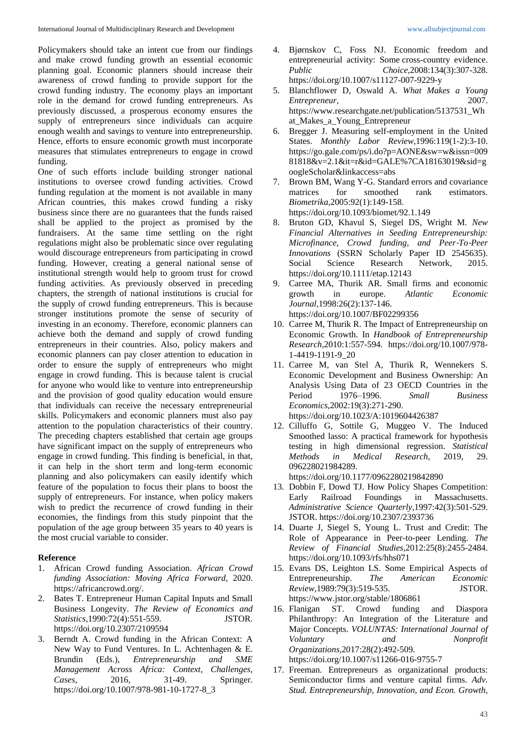Policymakers should take an intent cue from our findings and make crowd funding growth an essential economic planning goal. Economic planners should increase their awareness of crowd funding to provide support for the crowd funding industry. The economy plays an important role in the demand for crowd funding entrepreneurs. As previously discussed, a prosperous economy ensures the supply of entrepreneurs since individuals can acquire enough wealth and savings to venture into entrepreneurship. Hence, efforts to ensure economic growth must incorporate measures that stimulates entrepreneurs to engage in crowd funding.

One of such efforts include building stronger national institutions to oversee crowd funding activities. Crowd funding regulation at the moment is not available in many African countries, this makes crowd funding a risky business since there are no guarantees that the funds raised shall be applied to the project as promised by the fundraisers. At the same time settling on the right regulations might also be problematic since over regulating would discourage entrepreneurs from participating in crowd funding. However, creating a general national sense of institutional strength would help to groom trust for crowd funding activities. As previously observed in preceding chapters, the strength of national institutions is crucial for the supply of crowd funding entrepreneurs. This is because stronger institutions promote the sense of security of investing in an economy. Therefore, economic planners can achieve both the demand and supply of crowd funding entrepreneurs in their countries. Also, policy makers and economic planners can pay closer attention to education in order to ensure the supply of entrepreneurs who might engage in crowd funding. This is because talent is crucial for anyone who would like to venture into entrepreneurship and the provision of good quality education would ensure that individuals can receive the necessary entrepreneurial skills. Policymakers and economic planners must also pay attention to the population characteristics of their country. The preceding chapters established that certain age groups have significant impact on the supply of entrepreneurs who engage in crowd funding. This finding is beneficial, in that, it can help in the short term and long-term economic planning and also policymakers can easily identify which feature of the population to focus their plans to boost the supply of entrepreneurs. For instance, when policy makers wish to predict the recurrence of crowd funding in their economies, the findings from this study pinpoint that the population of the age group between 35 years to 40 years is the most crucial variable to consider.

## Reference

1. African Crowd funding Association. *African Crowd funding Association: Moving Africa Forward,* 2020. https://africancrowd.org/.
2. Bates T. Entrepreneur Human Capital Inputs and Small Business Longevity. *The Review of Economics and Statistics*,1990:72(4):551-559. JSTOR. https://doi.org/10.2307/2109594
3. Berndt A. Crowd funding in the African Context: A New Way to Fund Ventures. In L. Achtenhagen & E. Brundin (Eds.), *Entrepreneurship and SME Management Across Africa: Context, Challenges, Cases,* 2016, 31-49. Springer. https://doi.org/10.1007/978-981-10-1727-8_3
4. Bjørnskov C, Foss NJ. Economic freedom and entrepreneurial activity: Some cross-country evidence. *Public Choice*,2008:134(3):307-328. https://doi.org/10.1007/s11127-007-9229-y
5. Blanchflower D, Oswald A. *What Makes a Young Entrepreneur,* 2007. https://www.researchgate.net/publication/5137531_What_Makes_a_Young_Entrepreneur
6. Bregger J. Measuring self-employment in the United States. *Monthly Labor Review*,1996:119(1-2):3-10. https://go.gale.com/ps/i.do?p=AONE&sw=w&issn=00981818&v=2.1&it=r&id=GALE%7CA18163019&sid=googleScholar&linkaccess=abs
7. Brown BM, Wang Y-G. Standard errors and covariance matrices for smoothed rank estimators. *Biometrika*,2005:92(1):149-158. https://doi.org/10.1093/biomet/92.1.149
8. Bruton GD, Khavul S, Siegel DS, Wright M. *New Financial Alternatives in Seeding Entrepreneurship: Microfinance, Crowd funding, and Peer-To-Peer Innovations* (SSRN Scholarly Paper ID 2545635). Social Science Research Network, 2015. https://doi.org/10.1111/etap.12143
9. Carree MA, Thurik AR. Small firms and economic growth in europe. *Atlantic Economic Journal*,1998:26(2):137-146. https://doi.org/10.1007/BF02299356
10. Carree M, Thurik R. The Impact of Entrepreneurship on Economic Growth. In *Handbook of Entrepreneurship Research*,2010:1:557-594. https://doi.org/10.1007/978-1-4419-1191-9_20
11. Carree M, van Stel A, Thurik R, Wennekers S. Economic Development and Business Ownership: An Analysis Using Data of 23 OECD Countries in the Period 1976–1996. *Small Business Economics*,2002:19(3):271-290. https://doi.org/10.1023/A:1019604426387
12. Cilluffo G, Sottile G, Muggeo V. The Induced Smoothed lasso: A practical framework for hypothesis testing in high dimensional regression. *Statistical Methods in Medical Research*, 2019, 29. 096228021984289. https://doi.org/10.1177/0962280219842890
13. Dobbin F, Dowd TJ. How Policy Shapes Competition: Early Railroad Foundings in Massachusetts. *Administrative Science Quarterly*,1997:42(3):501-529. JSTOR. https://doi.org/10.2307/2393736
14. Duarte J, Siegel S, Young L. Trust and Credit: The Role of Appearance in Peer-to-peer Lending. *The Review of Financial Studies*,2012:25(8):2455-2484. https://doi.org/10.1093/rfs/hhs071
15. Evans DS, Leighton LS. Some Empirical Aspects of Entrepreneurship. *The American Economic Review*,1989:79(3):519-535. JSTOR. https://www.jstor.org/stable/1806861
16. Flanigan ST. Crowd funding and Diaspora Philanthropy: An Integration of the Literature and Major Concepts. *VOLUNTAS: International Journal of Voluntary and Nonprofit Organizations*,2017:28(2):492-509. https://doi.org/10.1007/s11266-016-9755-7
17. Freeman. Entrepreneurs as organizational products: Semiconductor firms and venture capital firms. *Adv. Stud. Entrepreneurship, Innovation, and Econ. Growth,*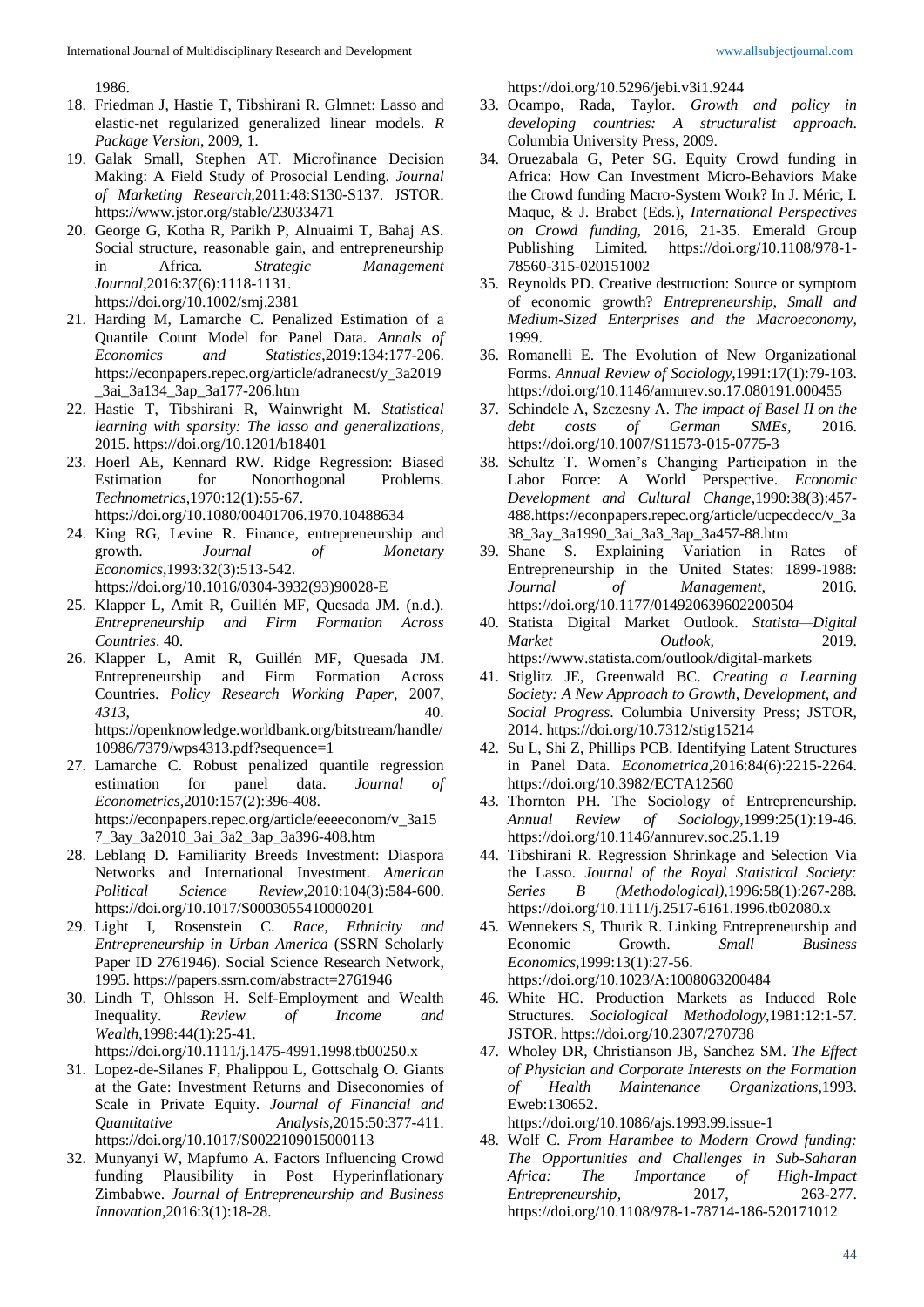1986.

18. Friedman J, Hastie T, Tibshirani R. Glmnet: Lasso and elastic-net regularized generalized linear models. *R Package Version*, 2009, 1.
19. Galak Small, Stephen AT. Microfinance Decision Making: A Field Study of Prosocial Lending. *Journal of Marketing Research*,2011:48:S130-S137. JSTOR. https://www.jstor.org/stable/23033471
20. George G, Kotha R, Parikh P, Alnuaimi T, Bahaj AS. Social structure, reasonable gain, and entrepreneurship in Africa. *Strategic Management Journal*,2016:37(6):1118-1131. https://doi.org/10.1002/smj.2381
21. Harding M, Lamarche C. Penalized Estimation of a Quantile Count Model for Panel Data. *Annals of Economics and Statistics*,2019:134:177-206. https://econpapers.repec.org/article/adranecst/y_3a2019_3ai_3a134_3ap_3a177-206.htm
22. Hastie T, Tibshirani R, Wainwright M. *Statistical learning with sparsity: The lasso and generalizations,* 2015. https://doi.org/10.1201/b18401
23. Hoerl AE, Kennard RW. Ridge Regression: Biased Estimation for Nonorthogonal Problems. *Technometrics*,1970:12(1):55-67. https://doi.org/10.1080/00401706.1970.10488634
24. King RG, Levine R. Finance, entrepreneurship and growth. *Journal of Monetary Economics*,1993:32(3):513-542. https://doi.org/10.1016/0304-3932(93)90028-E
25. Klapper L, Amit R, Guillén MF, Quesada JM. (n.d.). *Entrepreneurship and Firm Formation Across Countries*. 40.
26. Klapper L, Amit R, Guillén MF, Quesada JM. Entrepreneurship and Firm Formation Across Countries. *Policy Research Working Paper*, 2007, *4313*, 40. https://openknowledge.worldbank.org/bitstream/handle/10986/7379/wps4313.pdf?sequence=1
27. Lamarche C. Robust penalized quantile regression estimation for panel data. *Journal of Econometrics*,2010:157(2):396-408. https://econpapers.repec.org/article/eeeeconom/v_3a157_3ay_3a2010_3ai_3a2_3ap_3a396-408.htm
28. Leblang D. Familiarity Breeds Investment: Diaspora Networks and International Investment. *American Political Science Review*,2010:104(3):584-600. https://doi.org/10.1017/S0003055410000201
29. Light I, Rosenstein C. *Race, Ethnicity and Entrepreneurship in Urban America* (SSRN Scholarly Paper ID 2761946). Social Science Research Network, 1995. https://papers.ssrn.com/abstract=2761946
30. Lindh T, Ohlsson H. Self-Employment and Wealth Inequality. *Review of Income and Wealth*,1998:44(1):25-41. https://doi.org/10.1111/j.1475-4991.1998.tb00250.x
31. Lopez-de-Silanes F, Phalippou L, Gottschalg O. Giants at the Gate: Investment Returns and Diseconomies of Scale in Private Equity. *Journal of Financial and Quantitative Analysis*,2015:50:377-411. https://doi.org/10.1017/S0022109015000113
32. Munyanyi W, Mapfumo A. Factors Influencing Crowd funding Plausibility in Post Hyperinflationary Zimbabwe. *Journal of Entrepreneurship and Business Innovation*,2016:3(1):18-28. https://doi.org/10.5296/jebi.v3i1.9244
33. Ocampo, Rada, Taylor. *Growth and policy in developing countries: A structuralist approach*. Columbia University Press, 2009.
34. Oruezabala G, Peter SG. Equity Crowd funding in Africa: How Can Investment Micro-Behaviors Make the Crowd funding Macro-System Work? In J. Méric, I. Maque, & J. Brabet (Eds.), *International Perspectives on Crowd funding,* 2016, 21-35. Emerald Group Publishing Limited. https://doi.org/10.1108/978-1-78560-315-020151002
35. Reynolds PD. Creative destruction: Source or symptom of economic growth? *Entrepreneurship, Small and Medium-Sized Enterprises and the Macroeconomy,* 1999.
36. Romanelli E. The Evolution of New Organizational Forms. *Annual Review of Sociology*,1991:17(1):79-103. https://doi.org/10.1146/annurev.so.17.080191.000455
37. Schindele A, Szczesny A. *The impact of Basel II on the debt costs of German SMEs*, 2016. https://doi.org/10.1007/S11573-015-0775-3
38. Schultz T. Women's Changing Participation in the Labor Force: A World Perspective. *Economic Development and Cultural Change*,1990:38(3):457-488.https://econpapers.repec.org/article/ucpecdecc/v_3a38_3ay_3a1990_3ai_3a3_3ap_3a457-88.htm
39. Shane S. Explaining Variation in Rates of Entrepreneurship in the United States: 1899-1988: *Journal of Management,* 2016. https://doi.org/10.1177/014920639602200504
40. Statista Digital Market Outlook. *Statista—Digital Market Outlook,* 2019. https://www.statista.com/outlook/digital-markets
41. Stiglitz JE, Greenwald BC. *Creating a Learning Society: A New Approach to Growth, Development, and Social Progress*. Columbia University Press; JSTOR, 2014. https://doi.org/10.7312/stig15214
42. Su L, Shi Z, Phillips PCB. Identifying Latent Structures in Panel Data. *Econometrica*,2016:84(6):2215-2264. https://doi.org/10.3982/ECTA12560
43. Thornton PH. The Sociology of Entrepreneurship. *Annual Review of Sociology*,1999:25(1):19-46. https://doi.org/10.1146/annurev.soc.25.1.19
44. Tibshirani R. Regression Shrinkage and Selection Via the Lasso. *Journal of the Royal Statistical Society: Series B (Methodological)*,1996:58(1):267-288. https://doi.org/10.1111/j.2517-6161.1996.tb02080.x
45. Wennekers S, Thurik R. Linking Entrepreneurship and Economic Growth. *Small Business Economics*,1999:13(1):27-56. https://doi.org/10.1023/A:1008063200484
46. White HC. Production Markets as Induced Role Structures. *Sociological Methodology*,1981:12:1-57. JSTOR. https://doi.org/10.2307/270738
47. Wholey DR, Christianson JB, Sanchez SM. *The Effect of Physician and Corporate Interests on the Formation of Health Maintenance Organizations*,1993. Eweb:130652. https://doi.org/10.1086/ajs.1993.99.issue-1
48. Wolf C. *From Harambee to Modern Crowd funding: The Opportunities and Challenges in Sub-Saharan Africa: The Importance of High-Impact Entrepreneurship,* 2017, 263-277. https://doi.org/10.1108/978-1-78714-186-520171012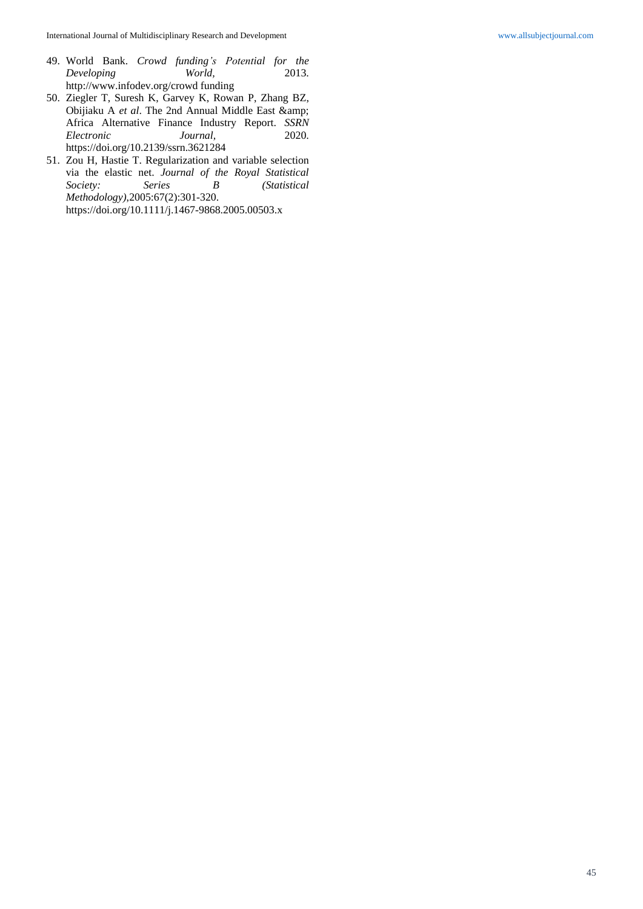49. World Bank. *Crowd funding's Potential for the Developing World*, 2013. http://www.infodev.org/crowd funding
50. Ziegler T, Suresh K, Garvey K, Rowan P, Zhang BZ, Obijiaku A *et al*. The 2nd Annual Middle East &amp; Africa Alternative Finance Industry Report. *SSRN Electronic Journal*, 2020. https://doi.org/10.2139/ssrn.3621284
51. Zou H, Hastie T. Regularization and variable selection via the elastic net. *Journal of the Royal Statistical Society: Series B (Statistical Methodology)*,2005:67(2):301-320. https://doi.org/10.1111/j.1467-9868.2005.00503.x